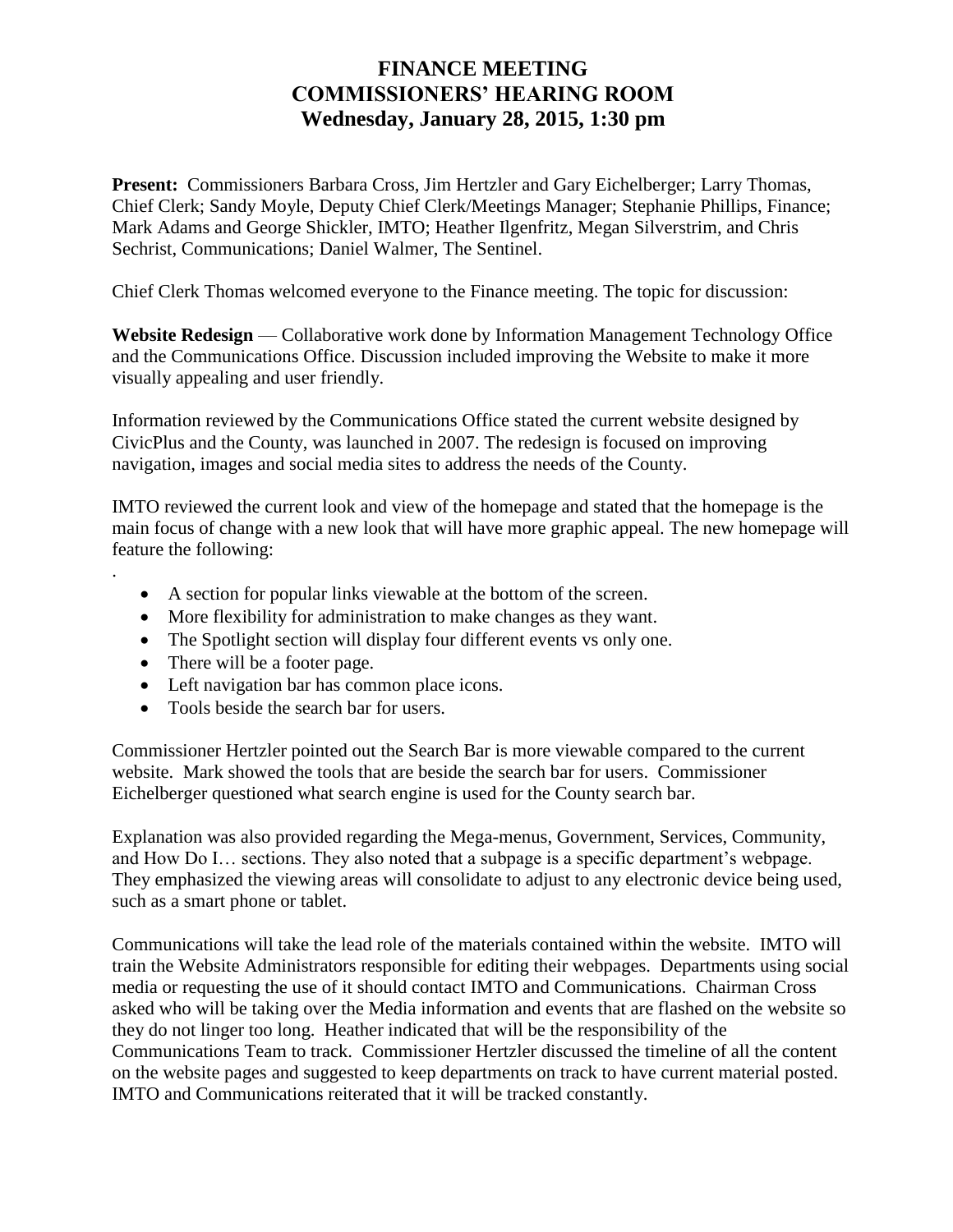# FINANCE MEETING
# COMMISSIONERS' HEARING ROOM
# Wednesday, January 28, 2015, 1:30 pm

**Present:** Commissioners Barbara Cross, Jim Hertzler and Gary Eichelberger; Larry Thomas, Chief Clerk; Sandy Moyle, Deputy Chief Clerk/Meetings Manager; Stephanie Phillips, Finance; Mark Adams and George Shickler, IMTO; Heather Ilgenfritz, Megan Silverstrim, and Chris Sechrist, Communications; Daniel Walmer, The Sentinel.

Chief Clerk Thomas welcomed everyone to the Finance meeting. The topic for discussion:

**Website Redesign** — Collaborative work done by Information Management Technology Office and the Communications Office. Discussion included improving the Website to make it more visually appealing and user friendly.

Information reviewed by the Communications Office stated the current website designed by CivicPlus and the County, was launched in 2007. The redesign is focused on improving navigation, images and social media sites to address the needs of the County.

IMTO reviewed the current look and view of the homepage and stated that the homepage is the main focus of change with a new look that will have more graphic appeal. The new homepage will feature the following:

.

- A section for popular links viewable at the bottom of the screen.
- More flexibility for administration to make changes as they want.
- The Spotlight section will display four different events vs only one.
- There will be a footer page.
- Left navigation bar has common place icons.
- Tools beside the search bar for users.

Commissioner Hertzler pointed out the Search Bar is more viewable compared to the current website. Mark showed the tools that are beside the search bar for users. Commissioner Eichelberger questioned what search engine is used for the County search bar.

Explanation was also provided regarding the Mega-menus, Government, Services, Community, and How Do I… sections. They also noted that a subpage is a specific department's webpage. They emphasized the viewing areas will consolidate to adjust to any electronic device being used, such as a smart phone or tablet.

Communications will take the lead role of the materials contained within the website. IMTO will train the Website Administrators responsible for editing their webpages. Departments using social media or requesting the use of it should contact IMTO and Communications. Chairman Cross asked who will be taking over the Media information and events that are flashed on the website so they do not linger too long. Heather indicated that will be the responsibility of the Communications Team to track. Commissioner Hertzler discussed the timeline of all the content on the website pages and suggested to keep departments on track to have current material posted. IMTO and Communications reiterated that it will be tracked constantly.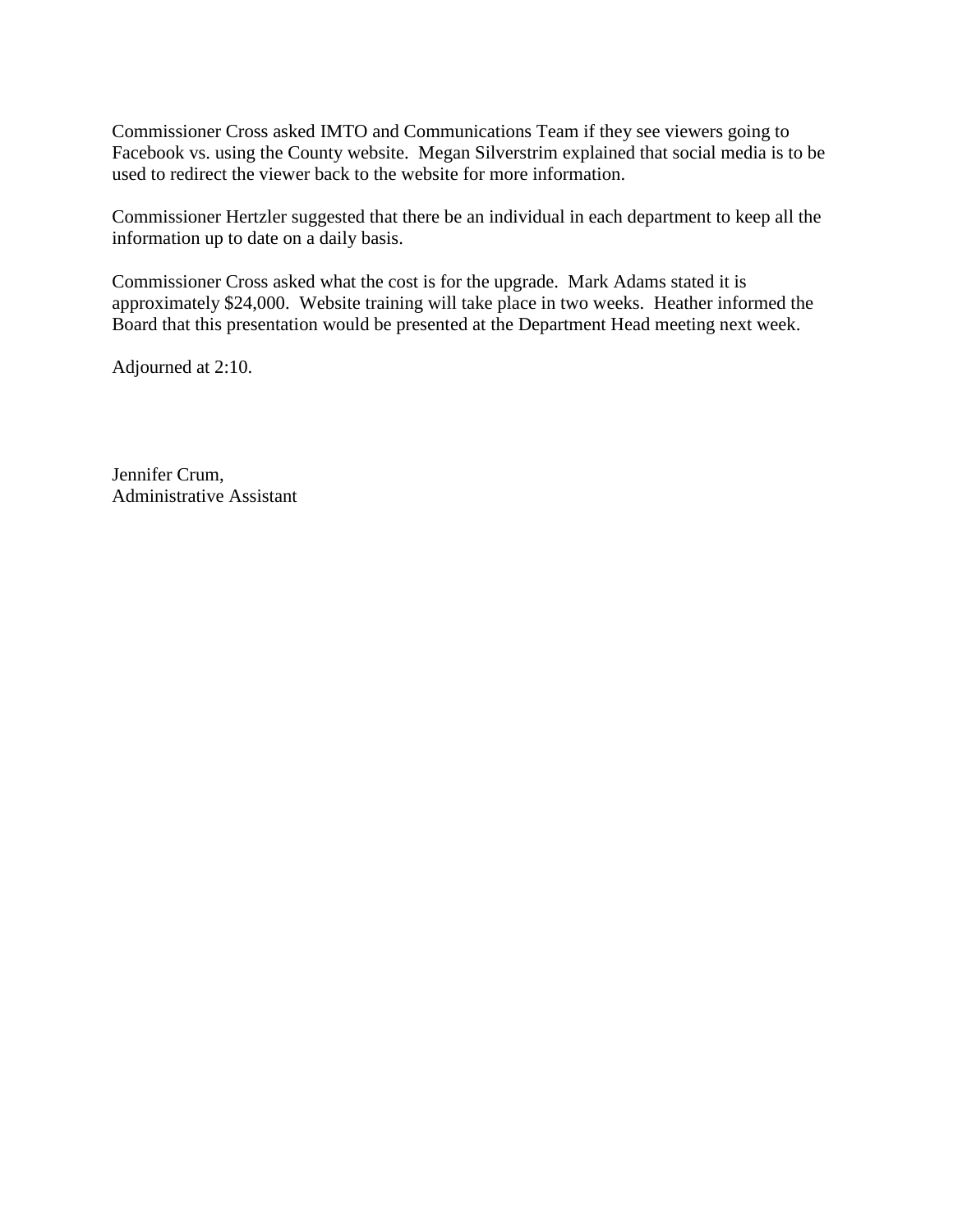Commissioner Cross asked IMTO and Communications Team if they see viewers going to Facebook vs. using the County website. Megan Silverstrim explained that social media is to be used to redirect the viewer back to the website for more information.

Commissioner Hertzler suggested that there be an individual in each department to keep all the information up to date on a daily basis.

Commissioner Cross asked what the cost is for the upgrade. Mark Adams stated it is approximately $24,000. Website training will take place in two weeks. Heather informed the Board that this presentation would be presented at the Department Head meeting next week.

Adjourned at 2:10.

Jennifer Crum,
Administrative Assistant